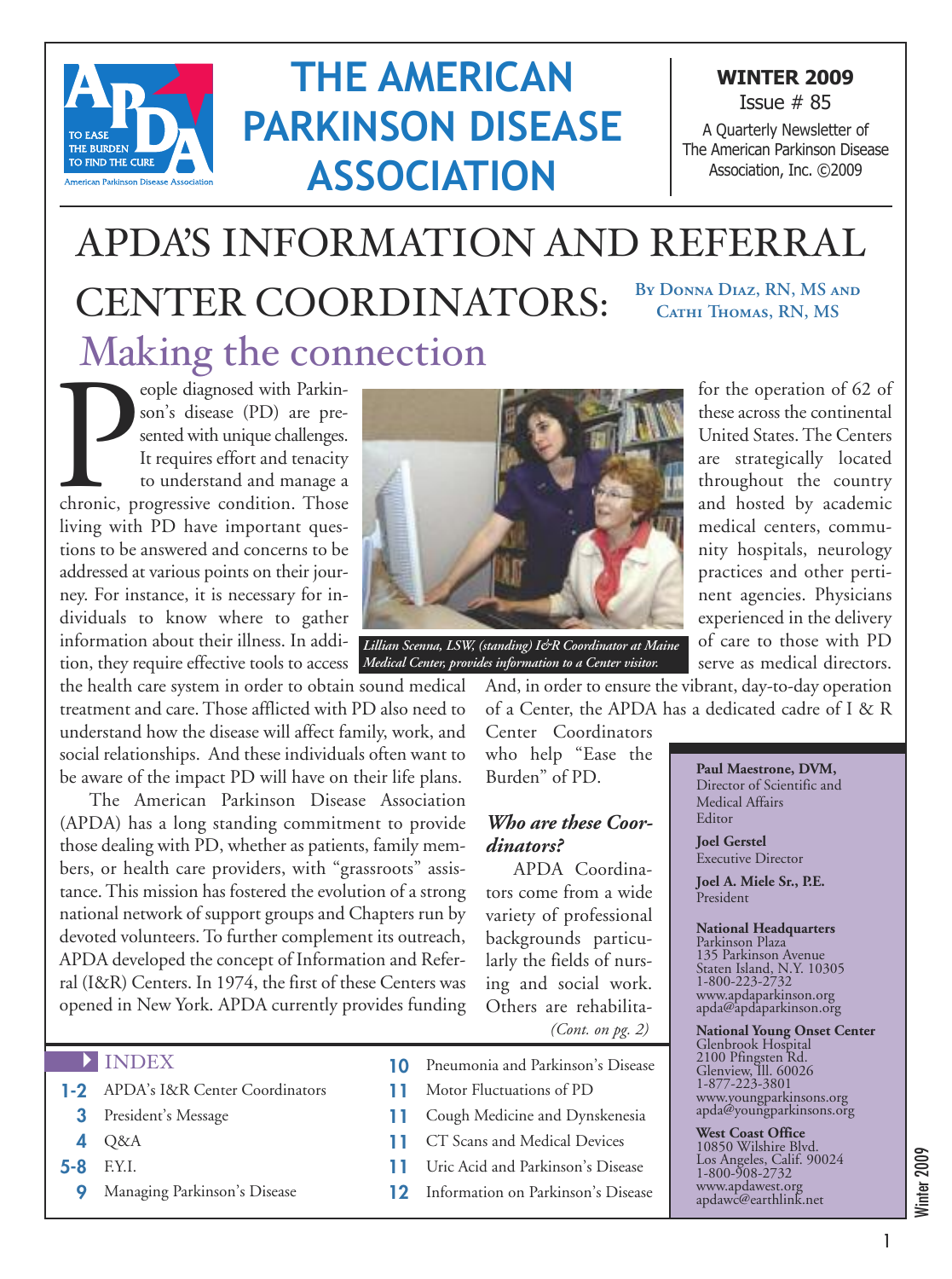# THE AMERICAN PARKINSON DISEASE ASSOCIATION

**WINTER 2009**
Issue # 85
A Quarterly Newsletter of The American Parkinson Disease Association, Inc. ©2009

# APDA'S INFORMATION AND REFERRAL CENTER COORDINATORS: Making the connection

By Donna Diaz, RN, MS and Cathi Thomas, RN, MS

People diagnosed with Parkinson's disease (PD) are presented with unique challenges. It requires effort and tenacity to understand and manage a chronic, progressive condition. Those living with PD have important questions to be answered and concerns to be addressed at various points on their journey. For instance, it is necessary for individuals to know where to gather information about their illness. In addition, they require effective tools to access the health care system in order to obtain sound medical treatment and care. Those afflicted with PD also need to understand how the disease will affect family, work, and social relationships. And these individuals often want to be aware of the impact PD will have on their life plans.

The American Parkinson Disease Association (APDA) has a long standing commitment to provide those dealing with PD, whether as patients, family members, or health care providers, with "grassroots" assistance. This mission has fostered the evolution of a strong national network of support groups and Chapters run by devoted volunteers. To further complement its outreach, APDA developed the concept of Information and Referral (I&R) Centers. In 1974, the first of these Centers was opened in New York. APDA currently provides funding for the operation of 62 of these across the continental United States. The Centers are strategically located throughout the country and hosted by academic medical centers, community hospitals, neurology practices and other pertinent agencies. Physicians experienced in the delivery of care to those with PD serve as medical directors. And, in order to ensure the vibrant, day-to-day operation of a Center, the APDA has a dedicated cadre of I & R Center Coordinators who help "Ease the Burden" of PD.

*Lillian Scenna, LSW, (standing) I&R Coordinator at Maine Medical Center, provides information to a Center visitor.*

### *Who are these Coordinators?*

APDA Coordinators come from a wide variety of professional backgrounds particularly the fields of nursing and social work. Others are rehabilita-

*(Cont. on pg. 2)*

**Paul Maestrone, DVM,**
Director of Scientific and Medical Affairs
Editor

**Joel Gerstel**
Executive Director

**Joel A. Miele Sr., P.E.**
President

**National Headquarters**
Parkinson Plaza
135 Parkinson Avenue
Staten Island, N.Y. 10305
1-800-223-2732
www.apdaparkinson.org
apda@apdaparkinson.org

**National Young Onset Center**
Glenbrook Hospital
2100 Pfingsten Rd.
Glenview, Ill. 60026
1-877-223-3801
www.youngparkinsons.org
apda@youngparkinsons.org

**West Coast Office**
10850 Wilshire Blvd.
Los Angeles, Calif. 90024
1-800-908-2732
www.apdawest.org
apdawc@earthlink.net

## INDEX

- **1-2** APDA's I&R Center Coordinators
- **3** President's Message
- **4** Q&A
- **5-8** F.Y.I.
- **9** Managing Parkinson's Disease
- **10** Pneumonia and Parkinson's Disease
- **11** Motor Fluctuations of PD
- **11** Cough Medicine and Dynskenesia
- **11** CT Scans and Medical Devices
- **11** Uric Acid and Parkinson's Disease
- **12** Information on Parkinson's Disease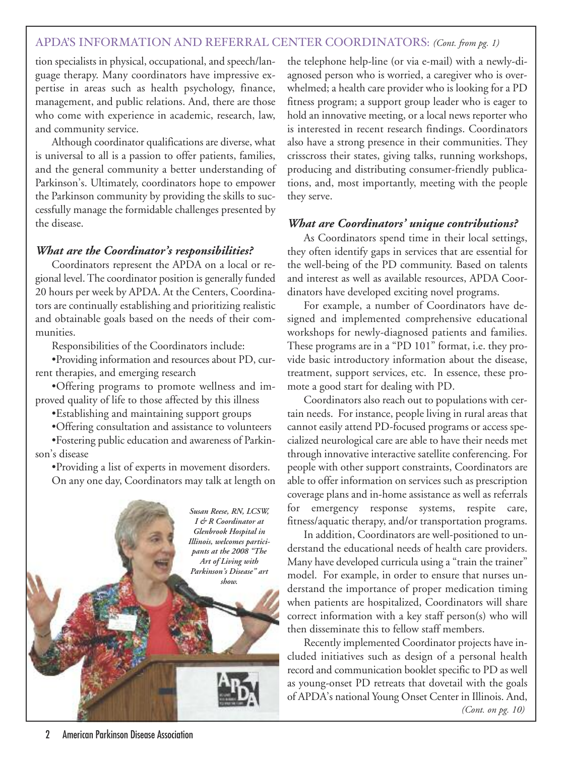## APDA'S INFORMATION AND REFERRAL CENTER COORDINATORS: *(Cont. from pg. 1)*

tion specialists in physical, occupational, and speech/language therapy. Many coordinators have impressive expertise in areas such as health psychology, finance, management, and public relations. And, there are those who come with experience in academic, research, law, and community service.

Although coordinator qualifications are diverse, what is universal to all is a passion to offer patients, families, and the general community a better understanding of Parkinson's. Ultimately, coordinators hope to empower the Parkinson community by providing the skills to successfully manage the formidable challenges presented by the disease.

### *What are the Coordinator's responsibilities?*

Coordinators represent the APDA on a local or regional level. The coordinator position is generally funded 20 hours per week by APDA. At the Centers, Coordinators are continually establishing and prioritizing realistic and obtainable goals based on the needs of their communities.

Responsibilities of the Coordinators include:

- Providing information and resources about PD, current therapies, and emerging research
- Offering programs to promote wellness and improved quality of life to those affected by this illness
- Establishing and maintaining support groups
- Offering consultation and assistance to volunteers
- Fostering public education and awareness of Parkinson's disease
- Providing a list of experts in movement disorders.

On any one day, Coordinators may talk at length on the telephone help-line (or via e-mail) with a newly-diagnosed person who is worried, a caregiver who is overwhelmed; a health care provider who is looking for a PD fitness program; a support group leader who is eager to hold an innovative meeting, or a local news reporter who is interested in recent research findings. Coordinators also have a strong presence in their communities. They crisscross their states, giving talks, running workshops, producing and distributing consumer-friendly publications, and, most importantly, meeting with the people they serve.

*Susan Reese, RN, LCSW, I & R Coordinator at Glenbrook Hospital in Illinois, welcomes participants at the 2008 "The Art of Living with Parkinson's Disease" art show.*

### *What are Coordinators' unique contributions?*

As Coordinators spend time in their local settings, they often identify gaps in services that are essential for the well-being of the PD community. Based on talents and interest as well as available resources, APDA Coordinators have developed exciting novel programs.

For example, a number of Coordinators have designed and implemented comprehensive educational workshops for newly-diagnosed patients and families. These programs are in a "PD 101" format, i.e. they provide basic introductory information about the disease, treatment, support services, etc. In essence, these promote a good start for dealing with PD.

Coordinators also reach out to populations with certain needs. For instance, people living in rural areas that cannot easily attend PD-focused programs or access specialized neurological care are able to have their needs met through innovative interactive satellite conferencing. For people with other support constraints, Coordinators are able to offer information on services such as prescription coverage plans and in-home assistance as well as referrals for emergency response systems, respite care, fitness/aquatic therapy, and/or transportation programs.

In addition, Coordinators are well-positioned to understand the educational needs of health care providers. Many have developed curricula using a "train the trainer" model. For example, in order to ensure that nurses understand the importance of proper medication timing when patients are hospitalized, Coordinators will share correct information with a key staff person(s) who will then disseminate this to fellow staff members.

Recently implemented Coordinator projects have included initiatives such as design of a personal health record and communication booklet specific to PD as well as young-onset PD retreats that dovetail with the goals of APDA's national Young Onset Center in Illinois. And,

*(Cont. on pg. 10)*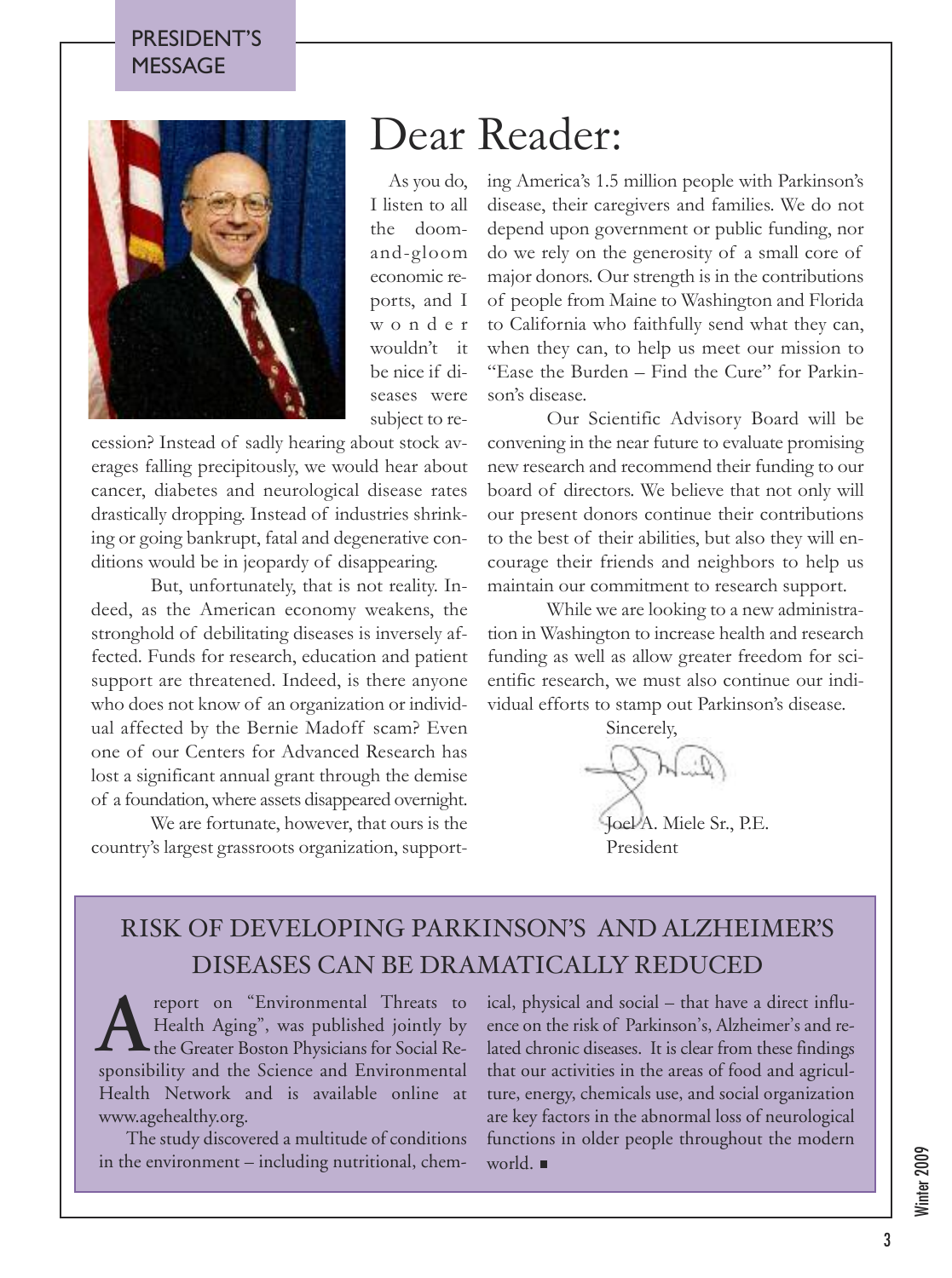PRESIDENT'S MESSAGE

# Dear Reader:

As you do, I listen to all the doom-and-gloom economic reports, and I wonder wouldn't it be nice if diseases were subject to recession? Instead of sadly hearing about stock averages falling precipitously, we would hear about cancer, diabetes and neurological disease rates drastically dropping. Instead of industries shrinking or going bankrupt, fatal and degenerative conditions would be in jeopardy of disappearing.

But, unfortunately, that is not reality. Indeed, as the American economy weakens, the stronghold of debilitating diseases is inversely affected. Funds for research, education and patient support are threatened. Indeed, is there anyone who does not know of an organization or individual affected by the Bernie Madoff scam? Even one of our Centers for Advanced Research has lost a significant annual grant through the demise of a foundation, where assets disappeared overnight.

We are fortunate, however, that ours is the country's largest grassroots organization, supporting America's 1.5 million people with Parkinson's disease, their caregivers and families. We do not depend upon government or public funding, nor do we rely on the generosity of a small core of major donors. Our strength is in the contributions of people from Maine to Washington and Florida to California who faithfully send what they can, when they can, to help us meet our mission to "Ease the Burden – Find the Cure" for Parkinson's disease.

Our Scientific Advisory Board will be convening in the near future to evaluate promising new research and recommend their funding to our board of directors. We believe that not only will our present donors continue their contributions to the best of their abilities, but also they will encourage their friends and neighbors to help us maintain our commitment to research support.

While we are looking to a new administration in Washington to increase health and research funding as well as allow greater freedom for scientific research, we must also continue our individual efforts to stamp out Parkinson's disease.

Sincerely,

Joel A. Miele Sr., P.E.
President

## RISK OF DEVELOPING PARKINSON'S AND ALZHEIMER'S DISEASES CAN BE DRAMATICALLY REDUCED

A report on "Environmental Threats to Health Aging", was published jointly by the Greater Boston Physicians for Social Responsibility and the Science and Environmental Health Network and is available online at www.agehealthy.org.

The study discovered a multitude of conditions in the environment – including nutritional, chemical, physical and social – that have a direct influence on the risk of Parkinson's, Alzheimer's and related chronic diseases. It is clear from these findings that our activities in the areas of food and agriculture, energy, chemicals use, and social organization are key factors in the abnormal loss of neurological functions in older people throughout the modern world. ■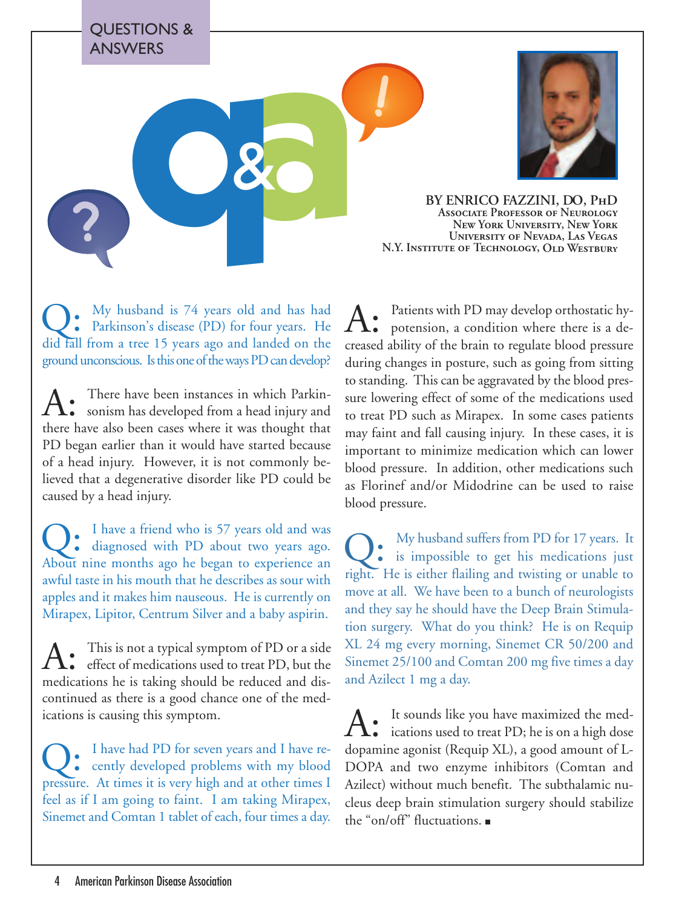# QUESTIONS & ANSWERS

**BY ENRICO FAZZINI, DO, PHD**
Associate Professor of Neurology
New York University, New York
University of Nevada, Las Vegas
N.Y. Institute of Technology, Old Westbury

**Q:** My husband is 74 years old and has had Parkinson's disease (PD) for four years. He did fall from a tree 15 years ago and landed on the ground unconscious. Is this one of the ways PD can develop?

**A:** There have been instances in which Parkinsonism has developed from a head injury and there have also been cases where it was thought that PD began earlier than it would have started because of a head injury. However, it is not commonly believed that a degenerative disorder like PD could be caused by a head injury.

**Q:** I have a friend who is 57 years old and was diagnosed with PD about two years ago. About nine months ago he began to experience an awful taste in his mouth that he describes as sour with apples and it makes him nauseous. He is currently on Mirapex, Lipitor, Centrum Silver and a baby aspirin.

**A:** This is not a typical symptom of PD or a side effect of medications used to treat PD, but the medications he is taking should be reduced and discontinued as there is a good chance one of the medications is causing this symptom.

**Q:** I have had PD for seven years and I have recently developed problems with my blood pressure. At times it is very high and at other times I feel as if I am going to faint. I am taking Mirapex, Sinemet and Comtan 1 tablet of each, four times a day.

**A:** Patients with PD may develop orthostatic hypotension, a condition where there is a decreased ability of the brain to regulate blood pressure during changes in posture, such as going from sitting to standing. This can be aggravated by the blood pressure lowering effect of some of the medications used to treat PD such as Mirapex. In some cases patients may faint and fall causing injury. In these cases, it is important to minimize medication which can lower blood pressure. In addition, other medications such as Florinef and/or Midodrine can be used to raise blood pressure.

**Q:** My husband suffers from PD for 17 years. It is impossible to get his medications just right. He is either flailing and twisting or unable to move at all. We have been to a bunch of neurologists and they say he should have the Deep Brain Stimulation surgery. What do you think? He is on Requip XL 24 mg every morning, Sinemet CR 50/200 and Sinemet 25/100 and Comtan 200 mg five times a day and Azilect 1 mg a day.

**A:** It sounds like you have maximized the medications used to treat PD; he is on a high dose dopamine agonist (Requip XL), a good amount of L-DOPA and two enzyme inhibitors (Comtan and Azilect) without much benefit. The subthalamic nucleus deep brain stimulation surgery should stabilize the "on/off" fluctuations. ■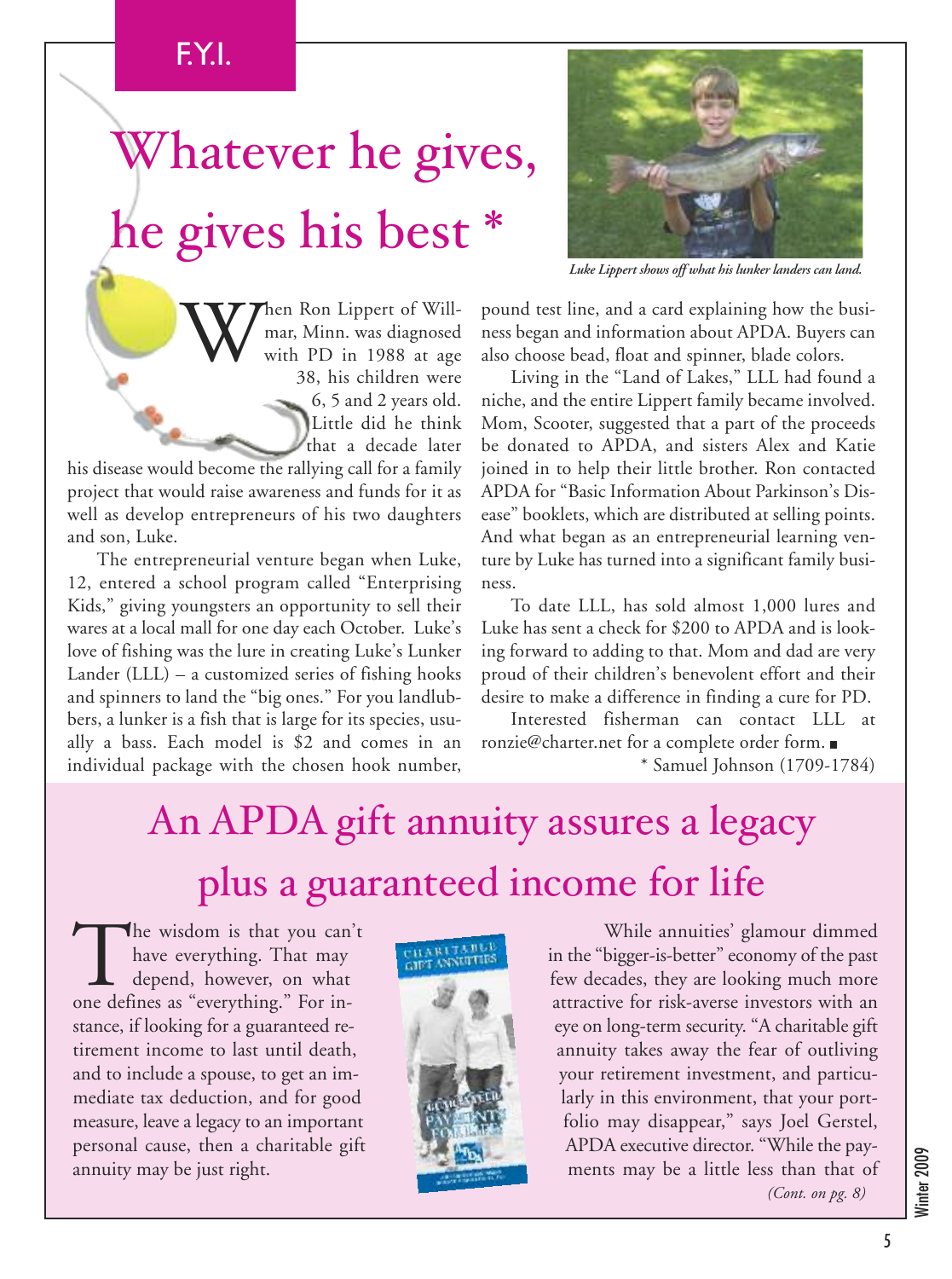F.Y.I.

# Whatever he gives, he gives his best *

*Luke Lippert shows off what his lunker landers can land.*

When Ron Lippert of Willmar, Minn. was diagnosed with PD in 1988 at age 38, his children were 6, 5 and 2 years old. Little did he think that a decade later his disease would become the rallying call for a family project that would raise awareness and funds for it as well as develop entrepreneurs of his two daughters and son, Luke.

The entrepreneurial venture began when Luke, 12, entered a school program called "Enterprising Kids," giving youngsters an opportunity to sell their wares at a local mall for one day each October. Luke's love of fishing was the lure in creating Luke's Lunker Lander (LLL) – a customized series of fishing hooks and spinners to land the "big ones." For you landlubbers, a lunker is a fish that is large for its species, usually a bass. Each model is $2 and comes in an individual package with the chosen hook number, pound test line, and a card explaining how the business began and information about APDA. Buyers can also choose bead, float and spinner, blade colors.

Living in the "Land of Lakes," LLL had found a niche, and the entire Lippert family became involved. Mom, Scooter, suggested that a part of the proceeds be donated to APDA, and sisters Alex and Katie joined in to help their little brother. Ron contacted APDA for "Basic Information About Parkinson's Disease" booklets, which are distributed at selling points. And what began as an entrepreneurial learning venture by Luke has turned into a significant family business.

To date LLL, has sold almost 1,000 lures and Luke has sent a check for $200 to APDA and is looking forward to adding to that. Mom and dad are very proud of their children's benevolent effort and their desire to make a difference in finding a cure for PD.

Interested fisherman can contact LLL at ronzie@charter.net for a complete order form. ■

\* Samuel Johnson (1709-1784)

# An APDA gift annuity assures a legacy plus a guaranteed income for life

The wisdom is that you can't have everything. That may depend, however, on what one defines as "everything." For instance, if looking for a guaranteed retirement income to last until death, and to include a spouse, to get an immediate tax deduction, and for good measure, leave a legacy to an important personal cause, then a charitable gift annuity may be just right.

While annuities' glamour dimmed in the "bigger-is-better" economy of the past few decades, they are looking much more attractive for risk-averse investors with an eye on long-term security. "A charitable gift annuity takes away the fear of outliving your retirement investment, and particularly in this environment, that your portfolio may disappear," says Joel Gerstel, APDA executive director. "While the payments may be a little less than that of

*(Cont. on pg. 8)*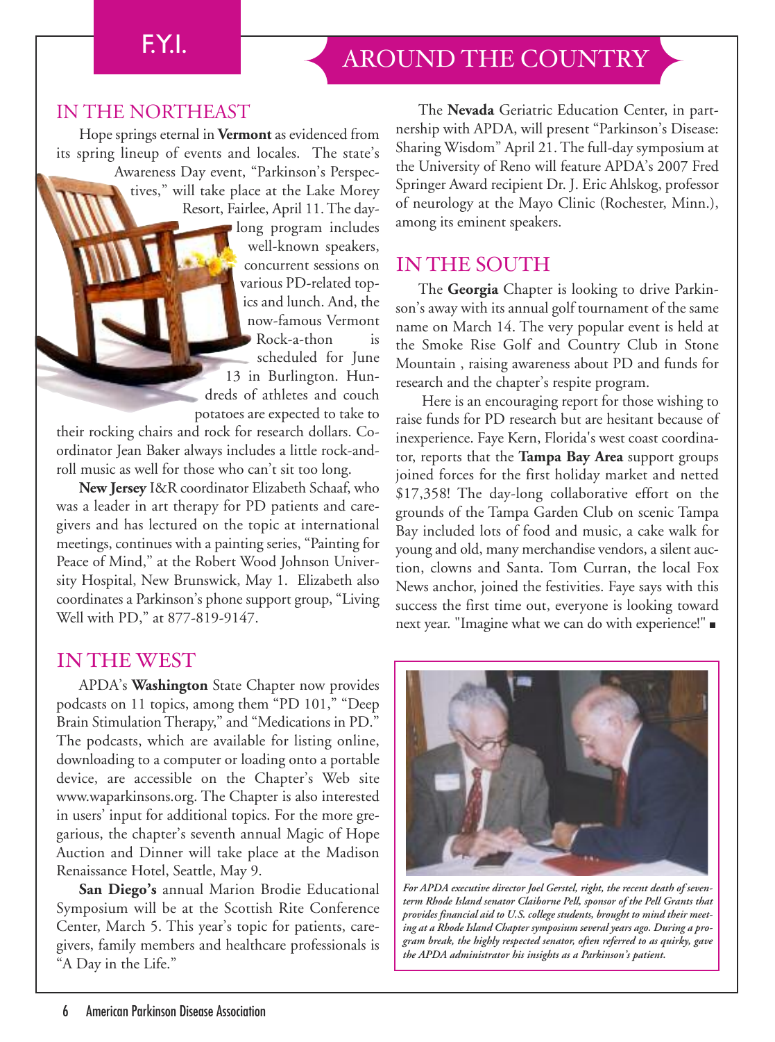F.Y.I.

# AROUND THE COUNTRY

## IN THE NORTHEAST

Hope springs eternal in **Vermont** as evidenced from its spring lineup of events and locales. The state's Awareness Day event, "Parkinson's Perspectives," will take place at the Lake Morey Resort, Fairlee, April 11. The day-long program includes well-known speakers, concurrent sessions on various PD-related topics and lunch. And, the now-famous Vermont Rock-a-thon is scheduled for June 13 in Burlington. Hundreds of athletes and couch potatoes are expected to take to their rocking chairs and rock for research dollars. Coordinator Jean Baker always includes a little rock-and-roll music as well for those who can't sit too long.

**New Jersey** I&R coordinator Elizabeth Schaaf, who was a leader in art therapy for PD patients and caregivers and has lectured on the topic at international meetings, continues with a painting series, "Painting for Peace of Mind," at the Robert Wood Johnson University Hospital, New Brunswick, May 1. Elizabeth also coordinates a Parkinson's phone support group, "Living Well with PD," at 877-819-9147.

## IN THE WEST

APDA's **Washington** State Chapter now provides podcasts on 11 topics, among them "PD 101," "Deep Brain Stimulation Therapy," and "Medications in PD." The podcasts, which are available for listing online, downloading to a computer or loading onto a portable device, are accessible on the Chapter's Web site www.waparkinsons.org. The Chapter is also interested in users' input for additional topics. For the more gregarious, the chapter's seventh annual Magic of Hope Auction and Dinner will take place at the Madison Renaissance Hotel, Seattle, May 9.

**San Diego's** annual Marion Brodie Educational Symposium will be at the Scottish Rite Conference Center, March 5. This year's topic for patients, caregivers, family members and healthcare professionals is "A Day in the Life."

The **Nevada** Geriatric Education Center, in partnership with APDA, will present "Parkinson's Disease: Sharing Wisdom" April 21. The full-day symposium at the University of Reno will feature APDA's 2007 Fred Springer Award recipient Dr. J. Eric Ahlskog, professor of neurology at the Mayo Clinic (Rochester, Minn.), among its eminent speakers.

## IN THE SOUTH

The **Georgia** Chapter is looking to drive Parkinson's away with its annual golf tournament of the same name on March 14. The very popular event is held at the Smoke Rise Golf and Country Club in Stone Mountain , raising awareness about PD and funds for research and the chapter's respite program.

Here is an encouraging report for those wishing to raise funds for PD research but are hesitant because of inexperience. Faye Kern, Florida's west coast coordinator, reports that the **Tampa Bay Area** support groups joined forces for the first holiday market and netted $17,358! The day-long collaborative effort on the grounds of the Tampa Garden Club on scenic Tampa Bay included lots of food and music, a cake walk for young and old, many merchandise vendors, a silent auction, clowns and Santa. Tom Curran, the local Fox News anchor, joined the festivities. Faye says with this success the first time out, everyone is looking toward next year. "Imagine what we can do with experience!" ■

*For APDA executive director Joel Gerstel, right, the recent death of seven-term Rhode Island senator Claiborne Pell, sponsor of the Pell Grants that provides financial aid to U.S. college students, brought to mind their meeting at a Rhode Island Chapter symposium several years ago. During a program break, the highly respected senator, often referred to as quirky, gave the APDA administrator his insights as a Parkinson's patient.*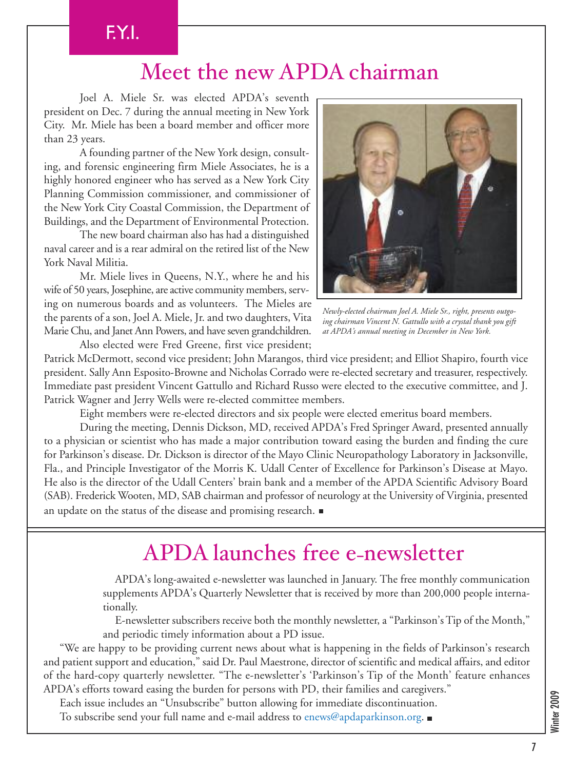F.Y.I.

# Meet the new APDA chairman

Joel A. Miele Sr. was elected APDA's seventh president on Dec. 7 during the annual meeting in New York City. Mr. Miele has been a board member and officer more than 23 years.

A founding partner of the New York design, consulting, and forensic engineering firm Miele Associates, he is a highly honored engineer who has served as a New York City Planning Commission commissioner, and commissioner of the New York City Coastal Commission, the Department of Buildings, and the Department of Environmental Protection.

The new board chairman also has had a distinguished naval career and is a rear admiral on the retired list of the New York Naval Militia.

Mr. Miele lives in Queens, N.Y., where he and his wife of 50 years, Josephine, are active community members, serving on numerous boards and as volunteers. The Mieles are the parents of a son, Joel A. Miele, Jr. and two daughters, Vita Marie Chu, and Janet Ann Powers, and have seven grandchildren.

*Newly-elected chairman Joel A. Miele Sr., right, presents outgoing chairman Vincent N. Gattullo with a crystal thank you gift at APDA's annual meeting in December in New York.*

Also elected were Fred Greene, first vice president; Patrick McDermott, second vice president; John Marangos, third vice president; and Elliot Shapiro, fourth vice president. Sally Ann Esposito-Browne and Nicholas Corrado were re-elected secretary and treasurer, respectively. Immediate past president Vincent Gattullo and Richard Russo were elected to the executive committee, and J. Patrick Wagner and Jerry Wells were re-elected committee members.

Eight members were re-elected directors and six people were elected emeritus board members.

During the meeting, Dennis Dickson, MD, received APDA's Fred Springer Award, presented annually to a physician or scientist who has made a major contribution toward easing the burden and finding the cure for Parkinson's disease. Dr. Dickson is director of the Mayo Clinic Neuropathology Laboratory in Jacksonville, Fla., and Principle Investigator of the Morris K. Udall Center of Excellence for Parkinson's Disease at Mayo. He also is the director of the Udall Centers' brain bank and a member of the APDA Scientific Advisory Board (SAB). Frederick Wooten, MD, SAB chairman and professor of neurology at the University of Virginia, presented an update on the status of the disease and promising research. ■

# APDA launches free e-newsletter

APDA's long-awaited e-newsletter was launched in January. The free monthly communication supplements APDA's Quarterly Newsletter that is received by more than 200,000 people internationally.

E-newsletter subscribers receive both the monthly newsletter, a "Parkinson's Tip of the Month," and periodic timely information about a PD issue.

"We are happy to be providing current news about what is happening in the fields of Parkinson's research and patient support and education," said Dr. Paul Maestrone, director of scientific and medical affairs, and editor of the hard-copy quarterly newsletter. "The e-newsletter's 'Parkinson's Tip of the Month' feature enhances APDA's efforts toward easing the burden for persons with PD, their families and caregivers."

Each issue includes an "Unsubscribe" button allowing for immediate discontinuation.

To subscribe send your full name and e-mail address to enews@apdaparkinson.org. ■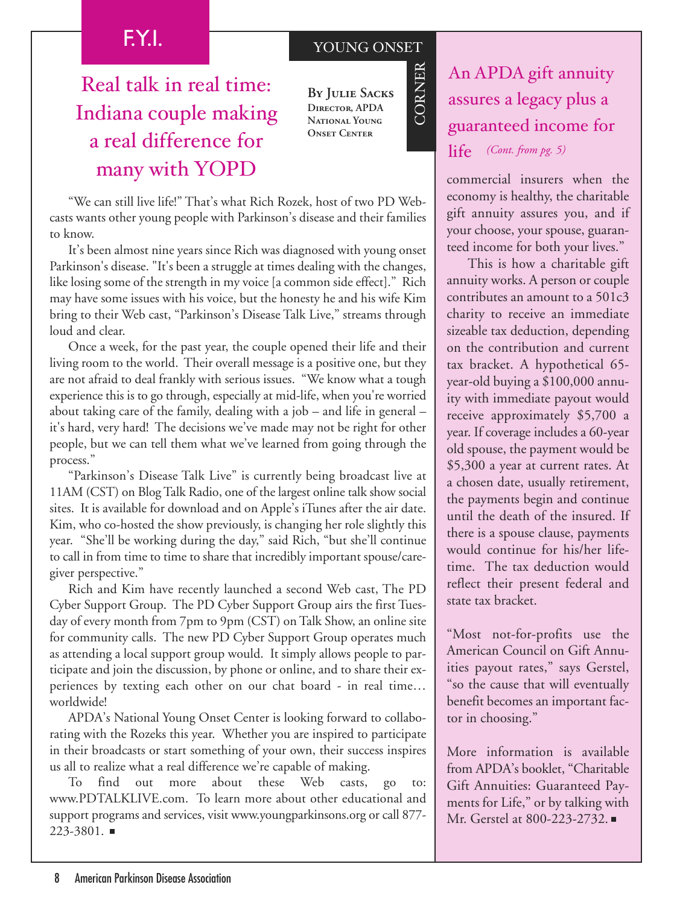F.Y.I.

YOUNG ONSET CORNER

# Real talk in real time: Indiana couple making a real difference for many with YOPD

**By Julie Sacks**
Director, APDA National Young Onset Center

"We can still live life!" That's what Rich Rozek, host of two PD Webcasts wants other young people with Parkinson's disease and their families to know.

It's been almost nine years since Rich was diagnosed with young onset Parkinson's disease. "It's been a struggle at times dealing with the changes, like losing some of the strength in my voice [a common side effect]." Rich may have some issues with his voice, but the honesty he and his wife Kim bring to their Web cast, "Parkinson's Disease Talk Live," streams through loud and clear.

Once a week, for the past year, the couple opened their life and their living room to the world. Their overall message is a positive one, but they are not afraid to deal frankly with serious issues. "We know what a tough experience this is to go through, especially at mid-life, when you're worried about taking care of the family, dealing with a job – and life in general – it's hard, very hard! The decisions we've made may not be right for other people, but we can tell them what we've learned from going through the process."

"Parkinson's Disease Talk Live" is currently being broadcast live at 11AM (CST) on Blog Talk Radio, one of the largest online talk show social sites. It is available for download and on Apple's iTunes after the air date. Kim, who co-hosted the show previously, is changing her role slightly this year. "She'll be working during the day," said Rich, "but she'll continue to call in from time to time to share that incredibly important spouse/caregiver perspective."

Rich and Kim have recently launched a second Web cast, The PD Cyber Support Group. The PD Cyber Support Group airs the first Tuesday of every month from 7pm to 9pm (CST) on Talk Show, an online site for community calls. The new PD Cyber Support Group operates much as attending a local support group would. It simply allows people to participate and join the discussion, by phone or online, and to share their experiences by texting each other on our chat board - in real time… worldwide!

APDA's National Young Onset Center is looking forward to collaborating with the Rozeks this year. Whether you are inspired to participate in their broadcasts or start something of your own, their success inspires us all to realize what a real difference we're capable of making.

To find out more about these Web casts, go to: www.PDTALKLIVE.com. To learn more about other educational and support programs and services, visit www.youngparkinsons.org or call 877-223-3801. ■

## An APDA gift annuity assures a legacy plus a guaranteed income for life *(Cont. from pg. 5)*

commercial insurers when the economy is healthy, the charitable gift annuity assures you, and if your choose, your spouse, guaranteed income for both your lives."

This is how a charitable gift annuity works. A person or couple contributes an amount to a 501c3 charity to receive an immediate sizeable tax deduction, depending on the contribution and current tax bracket. A hypothetical 65-year-old buying a $100,000 annuity with immediate payout would receive approximately $5,700 a year. If coverage includes a 60-year old spouse, the payment would be $5,300 a year at current rates. At a chosen date, usually retirement, the payments begin and continue until the death of the insured. If there is a spouse clause, payments would continue for his/her lifetime. The tax deduction would reflect their present federal and state tax bracket.

"Most not-for-profits use the American Council on Gift Annuities payout rates," says Gerstel, "so the cause that will eventually benefit becomes an important factor in choosing."

More information is available from APDA's booklet, "Charitable Gift Annuities: Guaranteed Payments for Life," or by talking with Mr. Gerstel at 800-223-2732. ■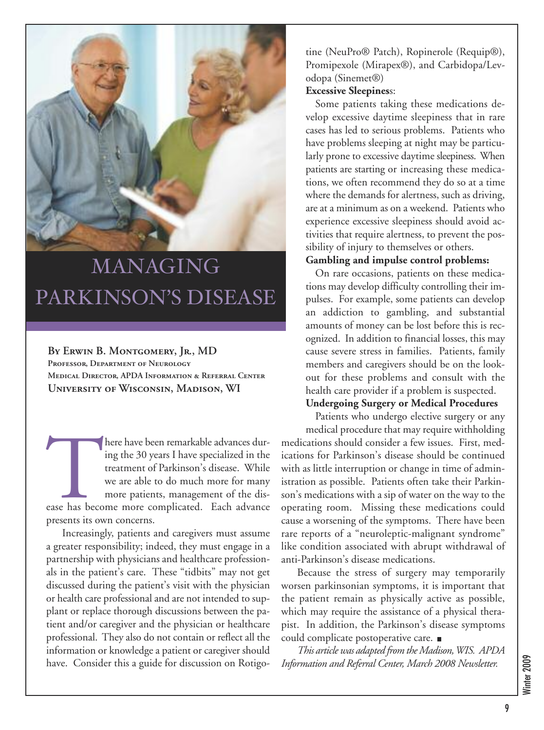# MANAGING PARKINSON'S DISEASE

**By Erwin B. Montgomery, Jr., MD**
**Professor, Department of Neurology**
**Medical Director, APDA Information & Referral Center**
**University of Wisconsin, Madison, WI**

There have been remarkable advances during the 30 years I have specialized in the treatment of Parkinson's disease. While we are able to do much more for many more patients, management of the disease has become more complicated. Each advance presents its own concerns.

Increasingly, patients and caregivers must assume a greater responsibility; indeed, they must engage in a partnership with physicians and healthcare professionals in the patient's care. These "tidbits" may not get discussed during the patient's visit with the physician or health care professional and are not intended to supplant or replace thorough discussions between the patient and/or caregiver and the physician or healthcare professional. They also do not contain or reflect all the information or knowledge a patient or caregiver should have. Consider this a guide for discussion on Rotigotine (NeuPro® Patch), Ropinerole (Requip®), Promipexole (Mirapex®), and Carbidopa/Levodopa (Sinemet®)

**Excessive Sleepiness:**

Some patients taking these medications develop excessive daytime sleepiness that in rare cases has led to serious problems. Patients who have problems sleeping at night may be particularly prone to excessive daytime sleepiness. When patients are starting or increasing these medications, we often recommend they do so at a time where the demands for alertness, such as driving, are at a minimum as on a weekend. Patients who experience excessive sleepiness should avoid activities that require alertness, to prevent the possibility of injury to themselves or others.

**Gambling and impulse control problems:**

On rare occasions, patients on these medications may develop difficulty controlling their impulses. For example, some patients can develop an addiction to gambling, and substantial amounts of money can be lost before this is recognized. In addition to financial losses, this may cause severe stress in families. Patients, family members and caregivers should be on the lookout for these problems and consult with the health care provider if a problem is suspected.

**Undergoing Surgery or Medical Procedures**

Patients who undergo elective surgery or any medical procedure that may require withholding medications should consider a few issues. First, medications for Parkinson's disease should be continued with as little interruption or change in time of administration as possible. Patients often take their Parkinson's medications with a sip of water on the way to the operating room. Missing these medications could cause a worsening of the symptoms. There have been rare reports of a "neuroleptic-malignant syndrome" like condition associated with abrupt withdrawal of anti-Parkinson's disease medications.

Because the stress of surgery may temporarily worsen parkinsonian symptoms, it is important that the patient remain as physically active as possible, which may require the assistance of a physical therapist. In addition, the Parkinson's disease symptoms could complicate postoperative care. ■

*This article was adapted from the Madison, WIS. APDA Information and Referral Center, March 2008 Newsletter.*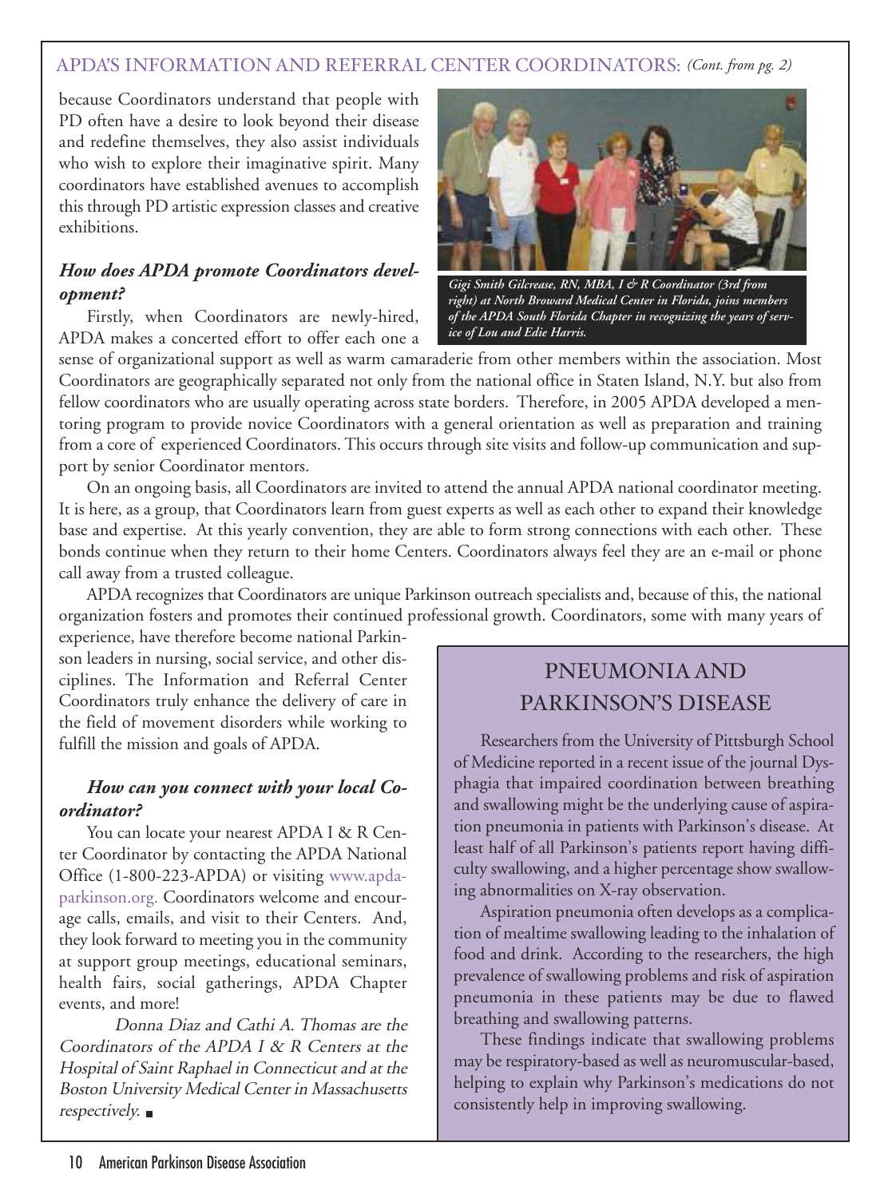## APDA'S INFORMATION AND REFERRAL CENTER COORDINATORS: *(Cont. from pg. 2)*

because Coordinators understand that people with PD often have a desire to look beyond their disease and redefine themselves, they also assist individuals who wish to explore their imaginative spirit. Many coordinators have established avenues to accomplish this through PD artistic expression classes and creative exhibitions.

*Gigi Smith Gilcrease, RN, MBA, I & R Coordinator (3rd from right) at North Broward Medical Center in Florida, joins members of the APDA South Florida Chapter in recognizing the years of service of Lou and Edie Harris.*

### *How does APDA promote Coordinators development?*

Firstly, when Coordinators are newly-hired, APDA makes a concerted effort to offer each one a sense of organizational support as well as warm camaraderie from other members within the association. Most Coordinators are geographically separated not only from the national office in Staten Island, N.Y. but also from fellow coordinators who are usually operating across state borders. Therefore, in 2005 APDA developed a mentoring program to provide novice Coordinators with a general orientation as well as preparation and training from a core of experienced Coordinators. This occurs through site visits and follow-up communication and support by senior Coordinator mentors.

On an ongoing basis, all Coordinators are invited to attend the annual APDA national coordinator meeting. It is here, as a group, that Coordinators learn from guest experts as well as each other to expand their knowledge base and expertise. At this yearly convention, they are able to form strong connections with each other. These bonds continue when they return to their home Centers. Coordinators always feel they are an e-mail or phone call away from a trusted colleague.

APDA recognizes that Coordinators are unique Parkinson outreach specialists and, because of this, the national organization fosters and promotes their continued professional growth. Coordinators, some with many years of experience, have therefore become national Parkinson leaders in nursing, social service, and other disciplines. The Information and Referral Center Coordinators truly enhance the delivery of care in the field of movement disorders while working to fulfill the mission and goals of APDA.

### *How can you connect with your local Coordinator?*

You can locate your nearest APDA I & R Center Coordinator by contacting the APDA National Office (1-800-223-APDA) or visiting www.apdaparkinson.org. Coordinators welcome and encourage calls, emails, and visit to their Centers. And, they look forward to meeting you in the community at support group meetings, educational seminars, health fairs, social gatherings, APDA Chapter events, and more!

*Donna Diaz and Cathi A. Thomas are the Coordinators of the APDA I & R Centers at the Hospital of Saint Raphael in Connecticut and at the Boston University Medical Center in Massachusetts respectively.* ■

## PNEUMONIA AND PARKINSON'S DISEASE

Researchers from the University of Pittsburgh School of Medicine reported in a recent issue of the journal Dysphagia that impaired coordination between breathing and swallowing might be the underlying cause of aspiration pneumonia in patients with Parkinson's disease. At least half of all Parkinson's patients report having difficulty swallowing, and a higher percentage show swallowing abnormalities on X-ray observation.

Aspiration pneumonia often develops as a complication of mealtime swallowing leading to the inhalation of food and drink. According to the researchers, the high prevalence of swallowing problems and risk of aspiration pneumonia in these patients may be due to flawed breathing and swallowing patterns.

These findings indicate that swallowing problems may be respiratory-based as well as neuromuscular-based, helping to explain why Parkinson's medications do not consistently help in improving swallowing.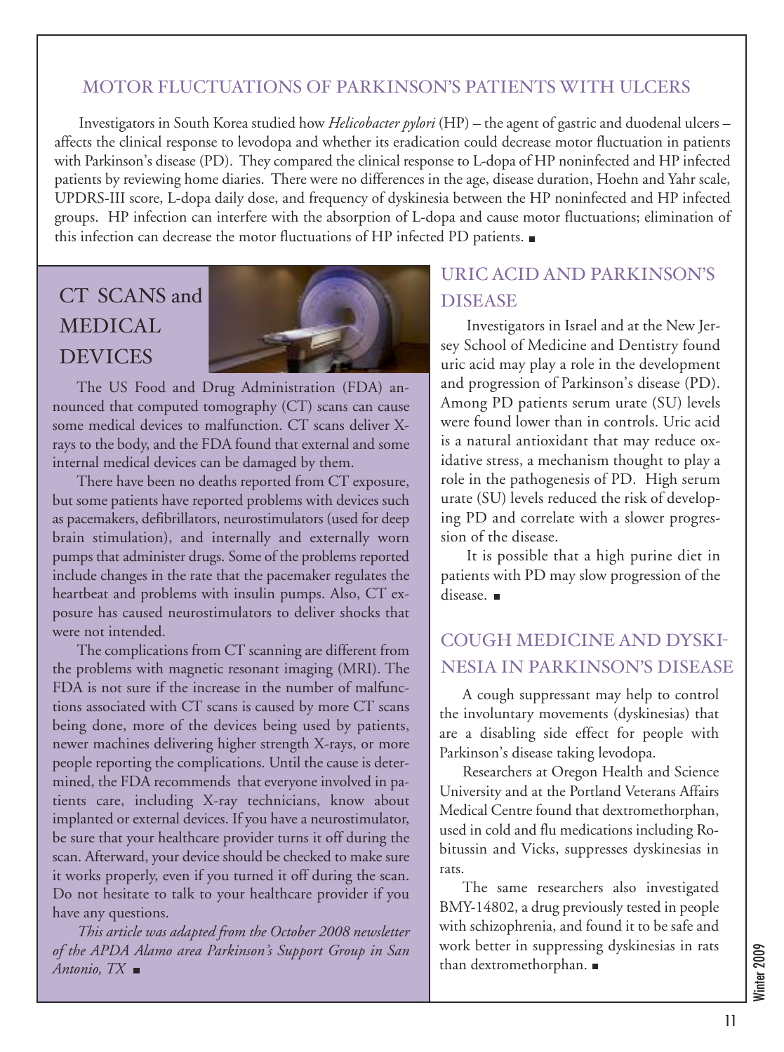## MOTOR FLUCTUATIONS OF PARKINSON'S PATIENTS WITH ULCERS

Investigators in South Korea studied how *Helicobacter pylori* (HP) – the agent of gastric and duodenal ulcers – affects the clinical response to levodopa and whether its eradication could decrease motor fluctuation in patients with Parkinson's disease (PD). They compared the clinical response to L-dopa of HP noninfected and HP infected patients by reviewing home diaries. There were no differences in the age, disease duration, Hoehn and Yahr scale, UPDRS-III score, L-dopa daily dose, and frequency of dyskinesia between the HP noninfected and HP infected groups. HP infection can interfere with the absorption of L-dopa and cause motor fluctuations; elimination of this infection can decrease the motor fluctuations of HP infected PD patients. ■

## CT SCANS and MEDICAL DEVICES

The US Food and Drug Administration (FDA) announced that computed tomography (CT) scans can cause some medical devices to malfunction. CT scans deliver X-rays to the body, and the FDA found that external and some internal medical devices can be damaged by them.

There have been no deaths reported from CT exposure, but some patients have reported problems with devices such as pacemakers, defibrillators, neurostimulators (used for deep brain stimulation), and internally and externally worn pumps that administer drugs. Some of the problems reported include changes in the rate that the pacemaker regulates the heartbeat and problems with insulin pumps. Also, CT exposure has caused neurostimulators to deliver shocks that were not intended.

The complications from CT scanning are different from the problems with magnetic resonant imaging (MRI). The FDA is not sure if the increase in the number of malfunctions associated with CT scans is caused by more CT scans being done, more of the devices being used by patients, newer machines delivering higher strength X-rays, or more people reporting the complications. Until the cause is determined, the FDA recommends that everyone involved in patients care, including X-ray technicians, know about implanted or external devices. If you have a neurostimulator, be sure that your healthcare provider turns it off during the scan. Afterward, your device should be checked to make sure it works properly, even if you turned it off during the scan. Do not hesitate to talk to your healthcare provider if you have any questions.

*This article was adapted from the October 2008 newsletter of the APDA Alamo area Parkinson's Support Group in San Antonio, TX* ■

## URIC ACID AND PARKINSON'S DISEASE

Investigators in Israel and at the New Jersey School of Medicine and Dentistry found uric acid may play a role in the development and progression of Parkinson's disease (PD). Among PD patients serum urate (SU) levels were found lower than in controls. Uric acid is a natural antioxidant that may reduce oxidative stress, a mechanism thought to play a role in the pathogenesis of PD. High serum urate (SU) levels reduced the risk of developing PD and correlate with a slower progression of the disease.

It is possible that a high purine diet in patients with PD may slow progression of the disease. ■

## COUGH MEDICINE AND DYSKINESIA IN PARKINSON'S DISEASE

A cough suppressant may help to control the involuntary movements (dyskinesias) that are a disabling side effect for people with Parkinson's disease taking levodopa.

Researchers at Oregon Health and Science University and at the Portland Veterans Affairs Medical Centre found that dextromethorphan, used in cold and flu medications including Robitussin and Vicks, suppresses dyskinesias in rats.

The same researchers also investigated BMY-14802, a drug previously tested in people with schizophrenia, and found it to be safe and work better in suppressing dyskinesias in rats than dextromethorphan. ■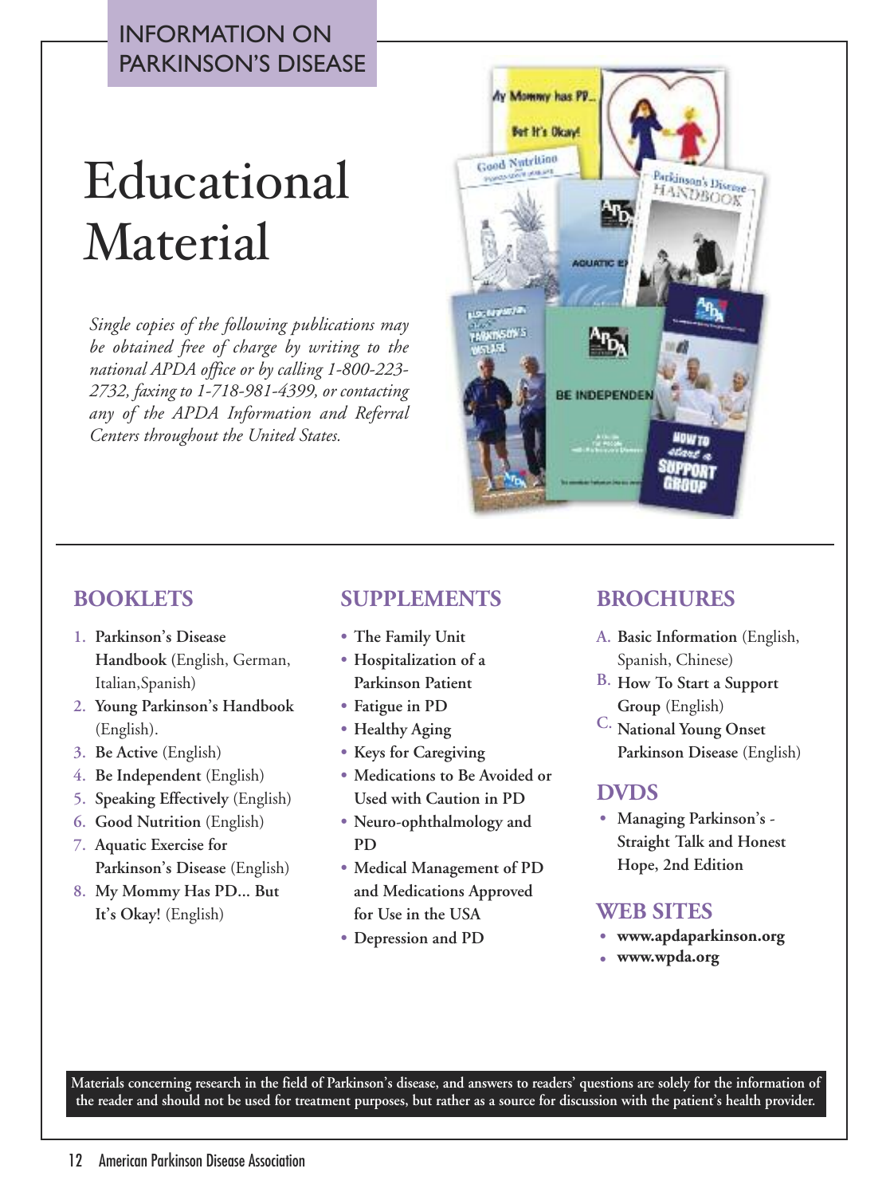INFORMATION ON PARKINSON'S DISEASE

# Educational Material

*Single copies of the following publications may be obtained free of charge by writing to the national APDA office or by calling 1-800-223-2732, faxing to 1-718-981-4399, or contacting any of the APDA Information and Referral Centers throughout the United States.*

## BOOKLETS

1. **Parkinson's Disease Handbook** (English, German, Italian,Spanish)
2. **Young Parkinson's Handbook** (English).
3. **Be Active** (English)
4. **Be Independent** (English)
5. **Speaking Effectively** (English)
6. **Good Nutrition** (English)
7. **Aquatic Exercise for Parkinson's Disease** (English)
8. **My Mommy Has PD... But It's Okay!** (English)

## SUPPLEMENTS

- **The Family Unit**
- **Hospitalization of a Parkinson Patient**
- **Fatigue in PD**
- **Healthy Aging**
- **Keys for Caregiving**
- **Medications to Be Avoided or Used with Caution in PD**
- **Neuro-ophthalmology and PD**
- **Medical Management of PD and Medications Approved for Use in the USA**
- **Depression and PD**

## BROCHURES

A. **Basic Information** (English, Spanish, Chinese)
B. **How To Start a Support Group** (English)
C. **National Young Onset Parkinson Disease** (English)

## DVDS

- **Managing Parkinson's - Straight Talk and Honest Hope, 2nd Edition**

## WEB SITES

- **www.apdaparkinson.org**
- **www.wpda.org**

**Materials concerning research in the field of Parkinson's disease, and answers to readers' questions are solely for the information of the reader and should not be used for treatment purposes, but rather as a source for discussion with the patient's health provider.**